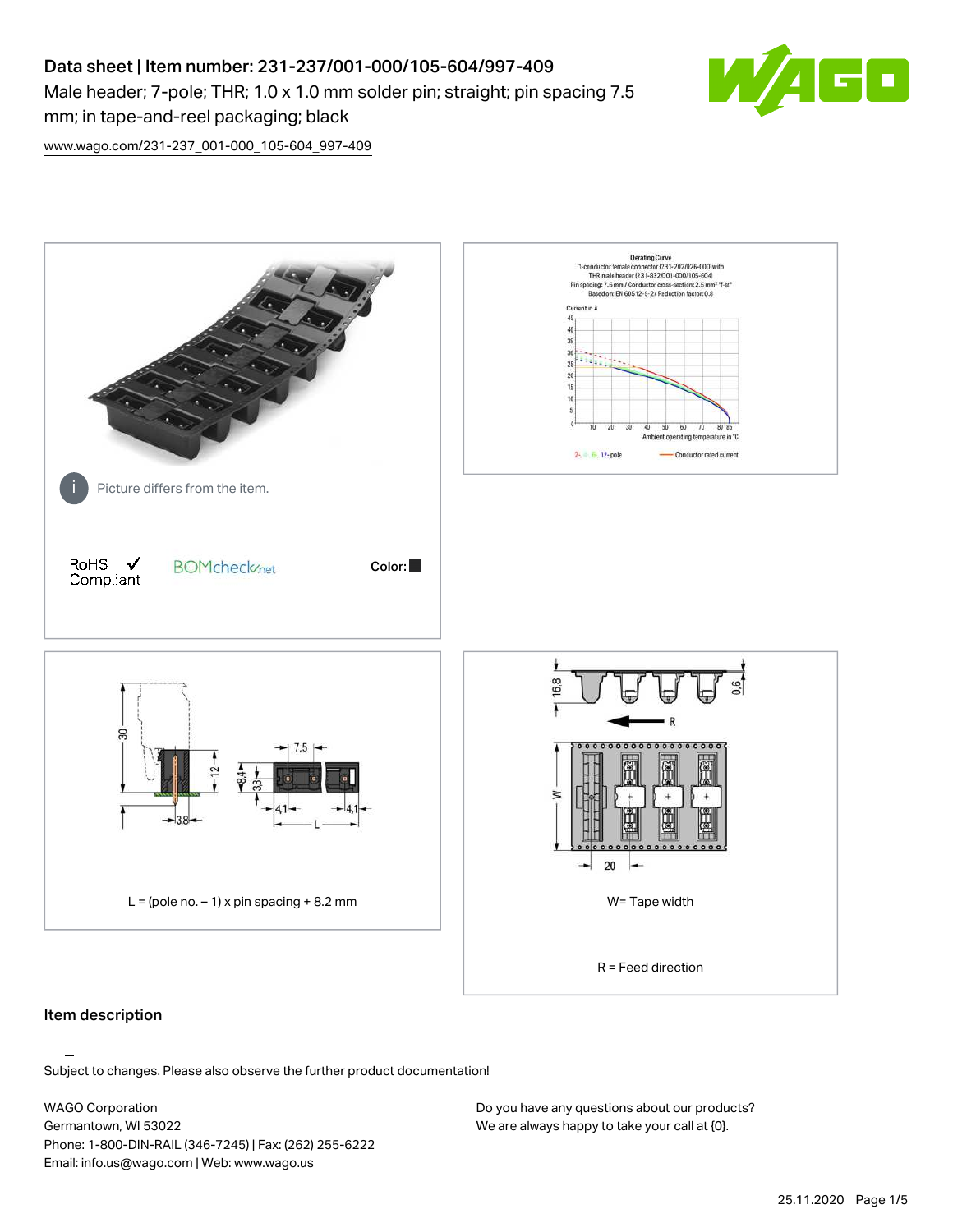# Data sheet | Item number: 231-237/001-000/105-604/997-409

Male header; 7-pole; THR; 1.0 x 1.0 mm solder pin; straight; pin spacing 7.5 mm; in tape-and-reel packaging; black

www.wago.com/231-237_001-000_105-604_997-409

Picture differs from the item.

RoHS Compliant ✓ BOMcheck.net

Color: ■

L = (pole no. – 1) x pin spacing + 8.2 mm

W= Tape width

R = Feed direction

## Item description

Subject to changes. Please also observe the further product documentation!

WAGO Corporation
Germantown, WI 53022
Phone: 1-800-DIN-RAIL (346-7245) | Fax: (262) 255-6222
Email: info.us@wago.com | Web: www.wago.us

Do you have any questions about our products?
We are always happy to take your call at {0}.

25.11.2020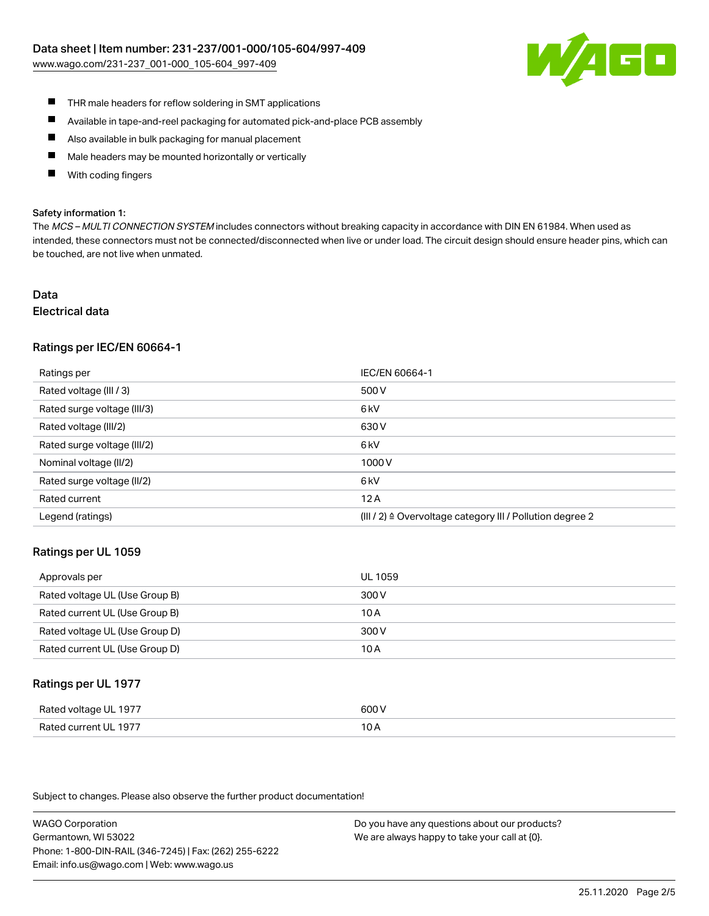- THR male headers for reflow soldering in SMT applications
- Available in tape-and-reel packaging for automated pick-and-place PCB assembly
- Also available in bulk packaging for manual placement
- Male headers may be mounted horizontally or vertically
- With coding fingers

**Safety information 1:**

The *MCS – MULTI CONNECTION SYSTEM* includes connectors without breaking capacity in accordance with DIN EN 61984. When used as intended, these connectors must not be connected/disconnected when live or under load. The circuit design should ensure header pins, which can be touched, are not live when unmated.

# Data

## Electrical data

### Ratings per IEC/EN 60664-1

| Ratings per | IEC/EN 60664-1 |
| --- | --- |
| Rated voltage (III / 3) | 500 V |
| Rated surge voltage (III/3) | 6 kV |
| Rated voltage (III/2) | 630 V |
| Rated surge voltage (III/2) | 6 kV |
| Nominal voltage (II/2) | 1000 V |
| Rated surge voltage (II/2) | 6 kV |
| Rated current | 12 A |
| Legend (ratings) | (III / 2) ≙ Overvoltage category III / Pollution degree 2 |

### Ratings per UL 1059

| Approvals per | UL 1059 |
| --- | --- |
| Rated voltage UL (Use Group B) | 300 V |
| Rated current UL (Use Group B) | 10 A |
| Rated voltage UL (Use Group D) | 300 V |
| Rated current UL (Use Group D) | 10 A |

### Ratings per UL 1977

| Rated voltage UL 1977 | 600 V |
| --- | --- |
| Rated current UL 1977 | 10 A |

Subject to changes. Please also observe the further product documentation!

WAGO Corporation
Germantown, WI 53022
Phone: 1-800-DIN-RAIL (346-7245) | Fax: (262) 255-6222
Email: info.us@wago.com | Web: www.wago.us

Do you have any questions about our products?
We are always happy to take your call at {0}.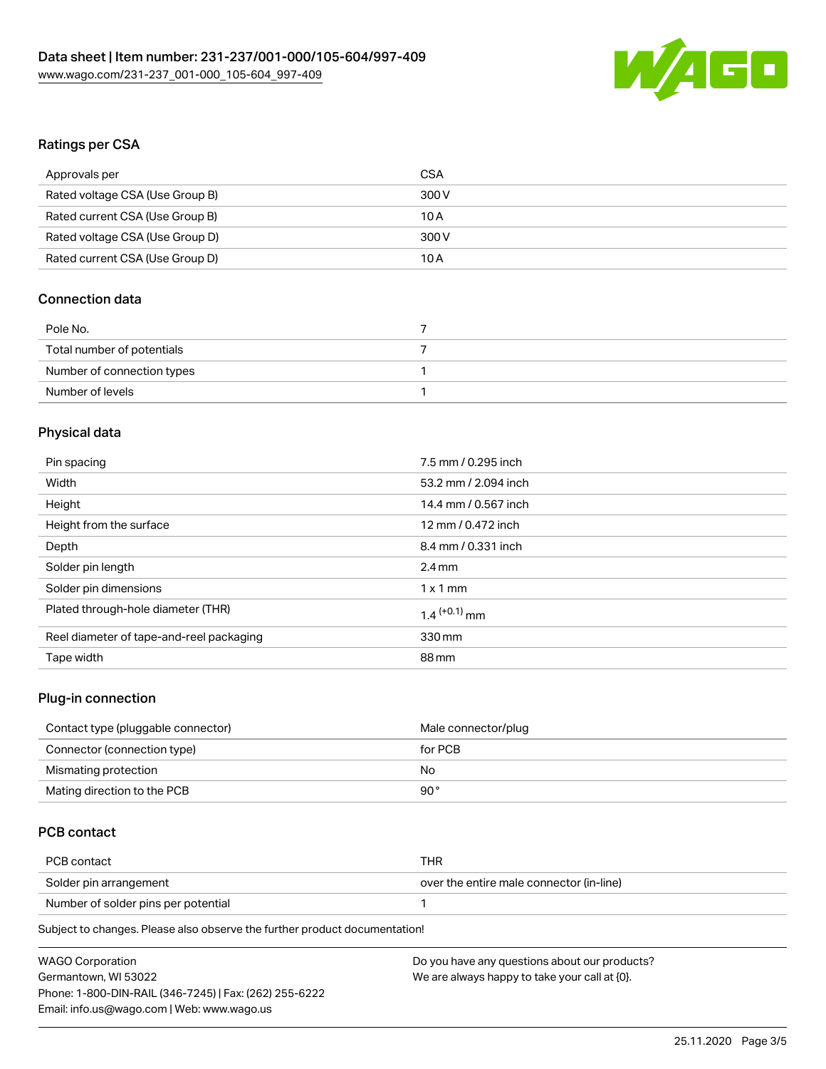## Ratings per CSA

| Approvals per | CSA |
|---|---|
| Rated voltage CSA (Use Group B) | 300 V |
| Rated current CSA (Use Group B) | 10 A |
| Rated voltage CSA (Use Group D) | 300 V |
| Rated current CSA (Use Group D) | 10 A |

## Connection data

| Pole No. | 7 |
|---|---|
| Total number of potentials | 7 |
| Number of connection types | 1 |
| Number of levels | 1 |

## Physical data

| Pin spacing | 7.5 mm / 0.295 inch |
|---|---|
| Width | 53.2 mm / 2.094 inch |
| Height | 14.4 mm / 0.567 inch |
| Height from the surface | 12 mm / 0.472 inch |
| Depth | 8.4 mm / 0.331 inch |
| Solder pin length | 2.4 mm |
| Solder pin dimensions | 1 x 1 mm |
| Plated through-hole diameter (THR) | $1.4^{(+0.1)}$ mm |
| Reel diameter of tape-and-reel packaging | 330 mm |
| Tape width | 88 mm |

## Plug-in connection

| Contact type (pluggable connector) | Male connector/plug |
|---|---|
| Connector (connection type) | for PCB |
| Mismating protection | No |
| Mating direction to the PCB | 90 ° |

## PCB contact

| PCB contact | THR |
|---|---|
| Solder pin arrangement | over the entire male connector (in-line) |
| Number of solder pins per potential | 1 |

Subject to changes. Please also observe the further product documentation!

WAGO Corporation
Germantown, WI 53022
Phone: 1-800-DIN-RAIL (346-7245) | Fax: (262) 255-6222
Email: info.us@wago.com | Web: www.wago.us

Do you have any questions about our products?
We are always happy to take your call at {0}.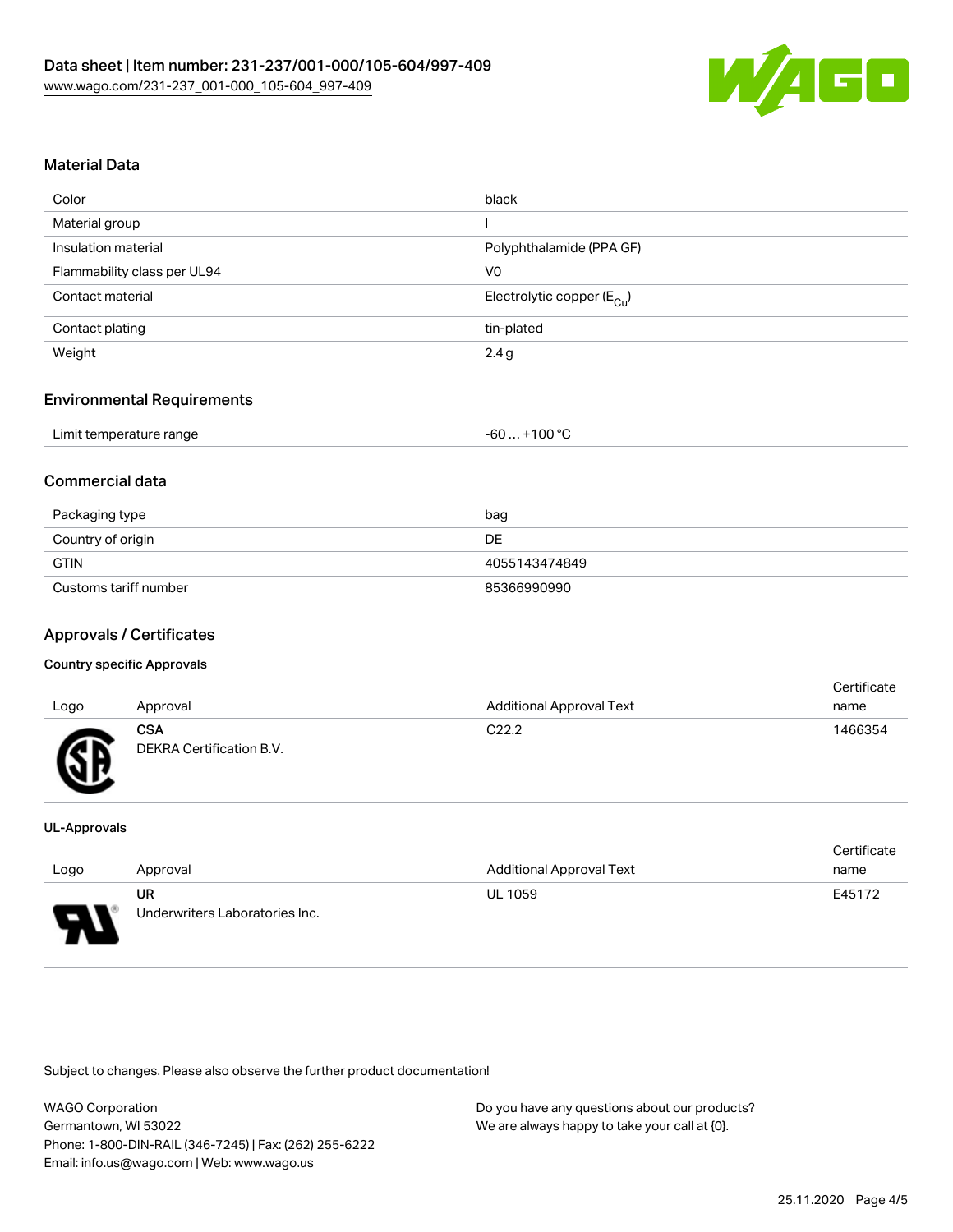## Material Data

| | |
|---|---|
| Color | black |
| Material group | I |
| Insulation material | Polyphthalamide (PPA GF) |
| Flammability class per UL94 | V0 |
| Contact material | Electrolytic copper ($E_{Cu}$) |
| Contact plating | tin-plated |
| Weight | 2.4 g |

## Environmental Requirements

| | |
|---|---|
| Limit temperature range | -60 … +100 °C |

## Commercial data

| | |
|---|---|
| Packaging type | bag |
| Country of origin | DE |
| GTIN | 4055143474849 |
| Customs tariff number | 85366990990 |

## Approvals / Certificates

### Country specific Approvals

| Logo | Approval | Additional Approval Text | Certificate name |
|---|---|---|---|
| | **CSA** DEKRA Certification B.V. | C22.2 | 1466354 |

### UL-Approvals

| Logo | Approval | Additional Approval Text | Certificate name |
|---|---|---|---|
| | **UR** Underwriters Laboratories Inc. | UL 1059 | E45172 |

Subject to changes. Please also observe the further product documentation!

WAGO Corporation
Germantown, WI 53022
Phone: 1-800-DIN-RAIL (346-7245) | Fax: (262) 255-6222
Email: info.us@wago.com | Web: www.wago.us

Do you have any questions about our products?
We are always happy to take your call at {0}.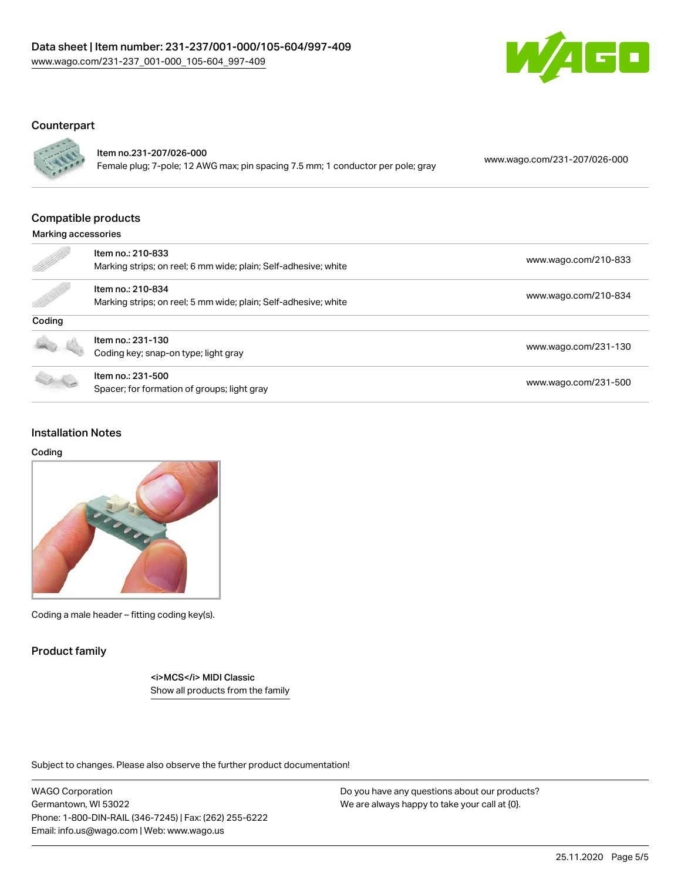## Counterpart

| | | |
|---|---|---|
| | Item no.231-207/026-000<br>Female plug; 7-pole; 12 AWG max; pin spacing 7.5 mm; 1 conductor per pole; gray | www.wago.com/231-207/026-000 |

## Compatible products

Marking accessories

| | | |
|---|---|---|
| | Item no.: 210-833<br>Marking strips; on reel; 6 mm wide; plain; Self-adhesive; white | www.wago.com/210-833 |
| | Item no.: 210-834<br>Marking strips; on reel; 5 mm wide; plain; Self-adhesive; white | www.wago.com/210-834 |

Coding

| | | |
|---|---|---|
| | Item no.: 231-130<br>Coding key; snap-on type; light gray | www.wago.com/231-130 |
| | Item no.: 231-500<br>Spacer; for formation of groups; light gray | www.wago.com/231-500 |

## Installation Notes

Coding

Coding a male header – fitting coding key(s).

## Product family

<i>MCS</i> MIDI Classic
Show all products from the family

Subject to changes. Please also observe the further product documentation!

WAGO Corporation
Germantown, WI 53022
Phone: 1-800-DIN-RAIL (346-7245) | Fax: (262) 255-6222
Email: info.us@wago.com | Web: www.wago.us

Do you have any questions about our products?
We are always happy to take your call at {0}.